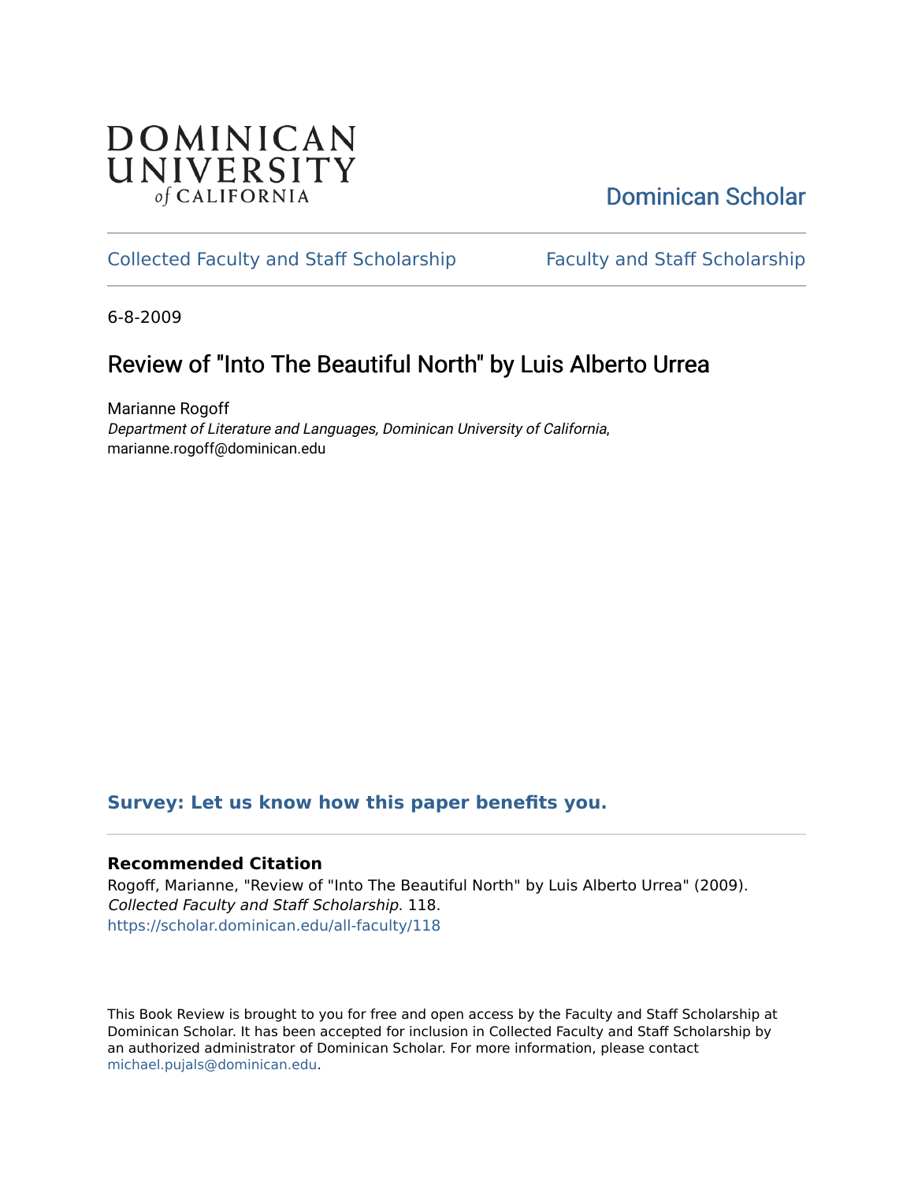DOMINICAN UNIVERSITY *of* CALIFORNIA

Dominican Scholar

Collected Faculty and Staff Scholarship | Faculty and Staff Scholarship

6-8-2009

# Review of "Into The Beautiful North" by Luis Alberto Urrea

Marianne Rogoff
*Department of Literature and Languages, Dominican University of California*, marianne.rogoff@dominican.edu

**Survey: Let us know how this paper benefits you.**

### Recommended Citation

Rogoff, Marianne, "Review of "Into The Beautiful North" by Luis Alberto Urrea" (2009). *Collected Faculty and Staff Scholarship*. 118.
https://scholar.dominican.edu/all-faculty/118

This Book Review is brought to you for free and open access by the Faculty and Staff Scholarship at Dominican Scholar. It has been accepted for inclusion in Collected Faculty and Staff Scholarship by an authorized administrator of Dominican Scholar. For more information, please contact michael.pujals@dominican.edu.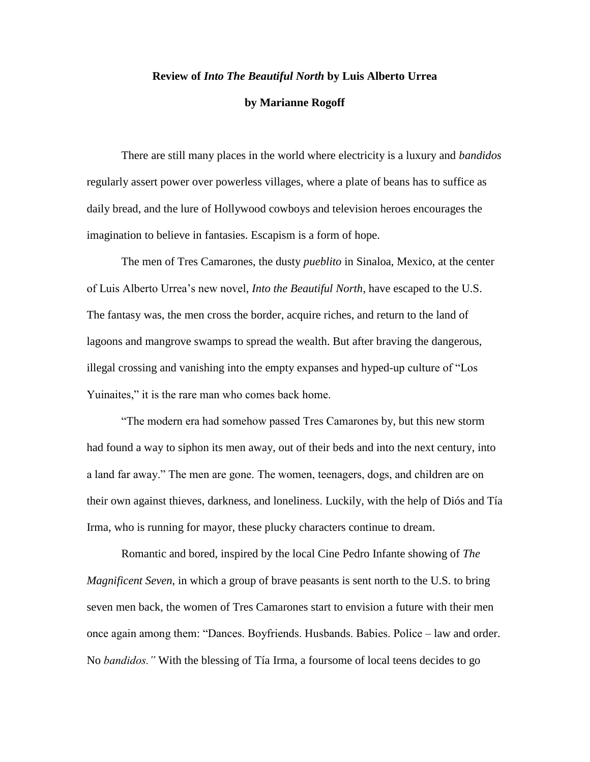**Review of *Into The Beautiful North* by Luis Alberto Urrea**

**by Marianne Rogoff**

There are still many places in the world where electricity is a luxury and *bandidos* regularly assert power over powerless villages, where a plate of beans has to suffice as daily bread, and the lure of Hollywood cowboys and television heroes encourages the imagination to believe in fantasies. Escapism is a form of hope.

The men of Tres Camarones, the dusty *pueblito* in Sinaloa, Mexico, at the center of Luis Alberto Urrea's new novel, *Into the Beautiful North*, have escaped to the U.S. The fantasy was, the men cross the border, acquire riches, and return to the land of lagoons and mangrove swamps to spread the wealth. But after braving the dangerous, illegal crossing and vanishing into the empty expanses and hyped-up culture of "Los Yuinaites," it is the rare man who comes back home.

"The modern era had somehow passed Tres Camarones by, but this new storm had found a way to siphon its men away, out of their beds and into the next century, into a land far away." The men are gone. The women, teenagers, dogs, and children are on their own against thieves, darkness, and loneliness. Luckily, with the help of Diós and Tía Irma, who is running for mayor, these plucky characters continue to dream.

Romantic and bored, inspired by the local Cine Pedro Infante showing of *The Magnificent Seven*, in which a group of brave peasants is sent north to the U.S. to bring seven men back, the women of Tres Camarones start to envision a future with their men once again among them: "Dances. Boyfriends. Husbands. Babies. Police – law and order. No *bandidos."* With the blessing of Tía Irma, a foursome of local teens decides to go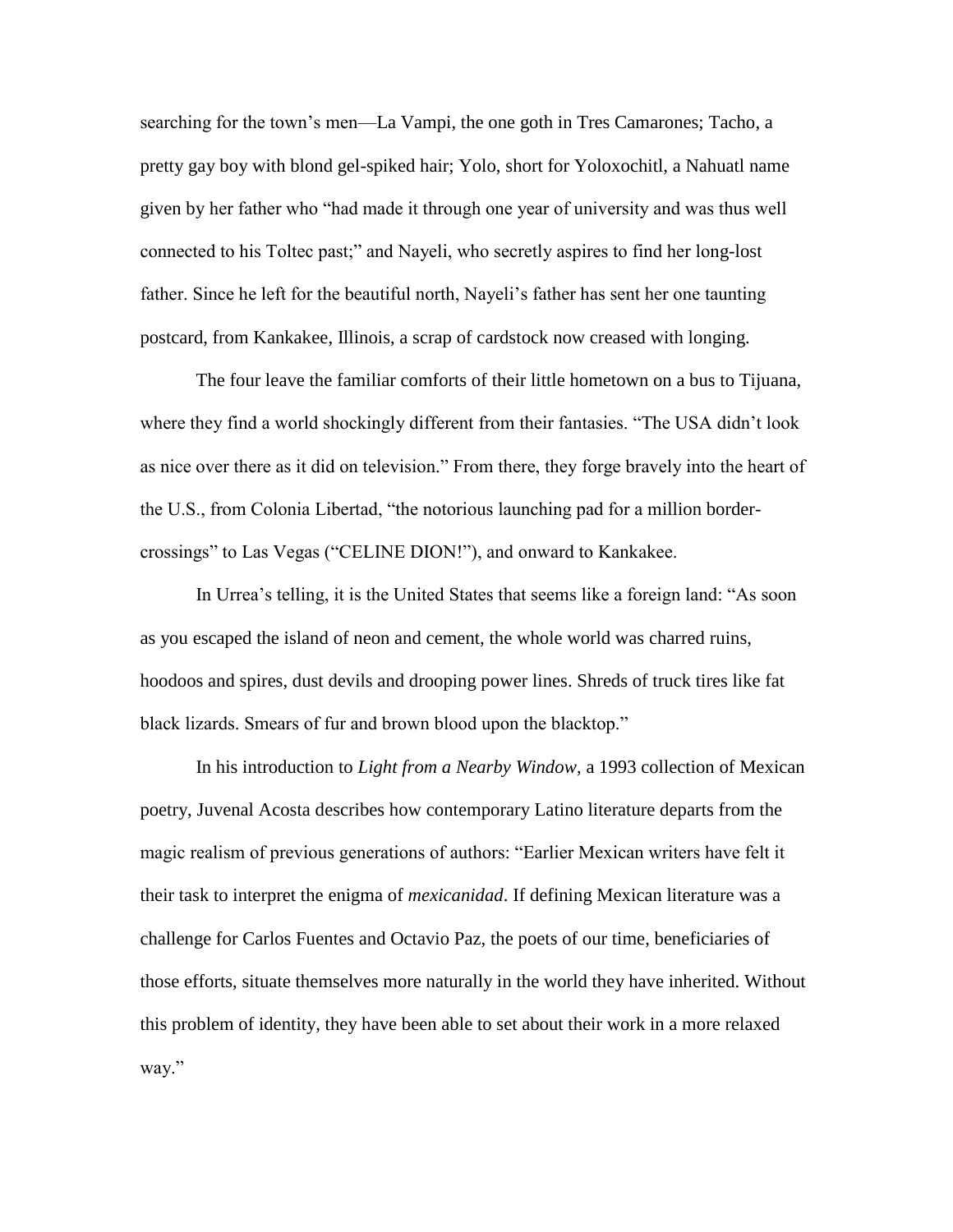searching for the town's men—La Vampi, the one goth in Tres Camarones; Tacho, a pretty gay boy with blond gel-spiked hair; Yolo, short for Yoloxochitl, a Nahuatl name given by her father who "had made it through one year of university and was thus well connected to his Toltec past;" and Nayeli, who secretly aspires to find her long-lost father. Since he left for the beautiful north, Nayeli's father has sent her one taunting postcard, from Kankakee, Illinois, a scrap of cardstock now creased with longing.

The four leave the familiar comforts of their little hometown on a bus to Tijuana, where they find a world shockingly different from their fantasies. "The USA didn't look as nice over there as it did on television." From there, they forge bravely into the heart of the U.S., from Colonia Libertad, "the notorious launching pad for a million border-crossings" to Las Vegas ("CELINE DION!"), and onward to Kankakee.

In Urrea's telling, it is the United States that seems like a foreign land: "As soon as you escaped the island of neon and cement, the whole world was charred ruins, hoodoos and spires, dust devils and drooping power lines. Shreds of truck tires like fat black lizards. Smears of fur and brown blood upon the blacktop."

In his introduction to *Light from a Nearby Window*, a 1993 collection of Mexican poetry, Juvenal Acosta describes how contemporary Latino literature departs from the magic realism of previous generations of authors: "Earlier Mexican writers have felt it their task to interpret the enigma of *mexicanidad*. If defining Mexican literature was a challenge for Carlos Fuentes and Octavio Paz, the poets of our time, beneficiaries of those efforts, situate themselves more naturally in the world they have inherited. Without this problem of identity, they have been able to set about their work in a more relaxed way."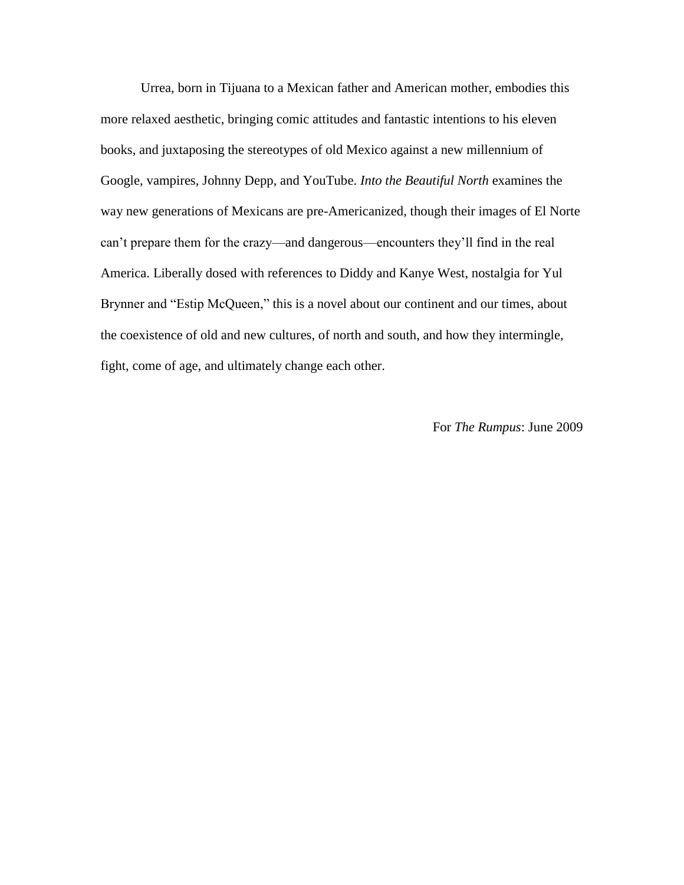Urrea, born in Tijuana to a Mexican father and American mother, embodies this more relaxed aesthetic, bringing comic attitudes and fantastic intentions to his eleven books, and juxtaposing the stereotypes of old Mexico against a new millennium of Google, vampires, Johnny Depp, and YouTube. *Into the Beautiful North* examines the way new generations of Mexicans are pre-Americanized, though their images of El Norte can't prepare them for the crazy—and dangerous—encounters they'll find in the real America. Liberally dosed with references to Diddy and Kanye West, nostalgia for Yul Brynner and "Estip McQueen," this is a novel about our continent and our times, about the coexistence of old and new cultures, of north and south, and how they intermingle, fight, come of age, and ultimately change each other.

For *The Rumpus*: June 2009